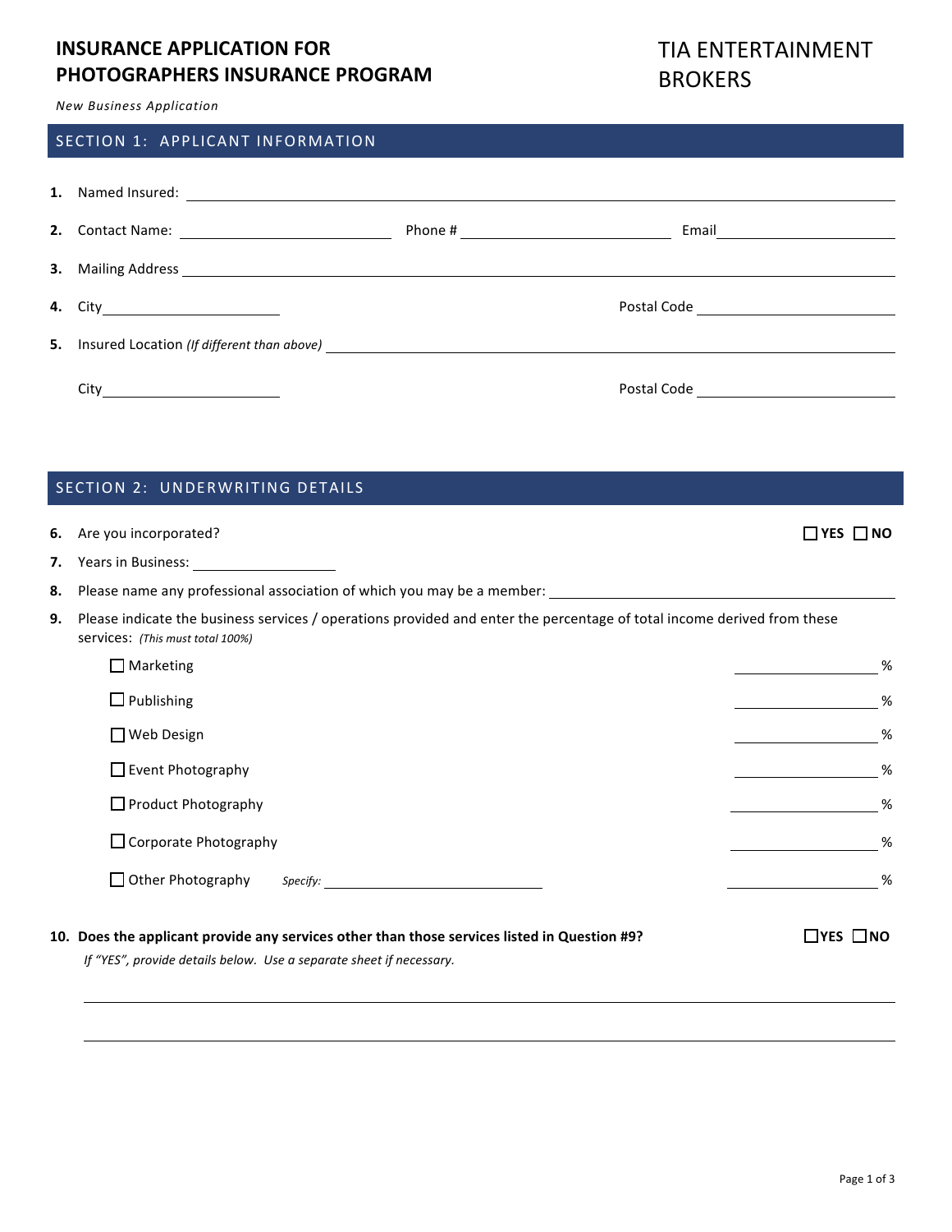# INSURANCE APPLICATION FOR PHOTOGRAPHERS INSURANCE PROGRAM

TIA ENTERTAINMENT BROKERS

*New Business Application*

## SECTION 1: APPLICANT INFORMATION

1. Named Insured: ______________________________

2. Contact Name: ______________ Phone # ______________ Email ______________

3. Mailing Address ______________________________

4. City ______________ Postal Code ______________

5. Insured Location *(If different than above)* ______________________________

   City ______________ Postal Code ______________

## SECTION 2: UNDERWRITING DETAILS

6. Are you incorporated? ☐ **YES** ☐ **NO**

7. Years in Business: ______________

8. Please name any professional association of which you may be a member: ______________

9. Please indicate the business services / operations provided and enter the percentage of total income derived from these services: *(This must total 100%)*

   - ☐ Marketing ________ %
   - ☐ Publishing ________ %
   - ☐ Web Design ________ %
   - ☐ Event Photography ________ %
   - ☐ Product Photography ________ %
   - ☐ Corporate Photography ________ %
   - ☐ Other Photography *Specify:* ______________ ________ %

10. **Does the applicant provide any services other than those services listed in Question #9?** ☐ **YES** ☐ **NO**

    *If "YES", provide details below. Use a separate sheet if necessary.*

    ______________________________

    ______________________________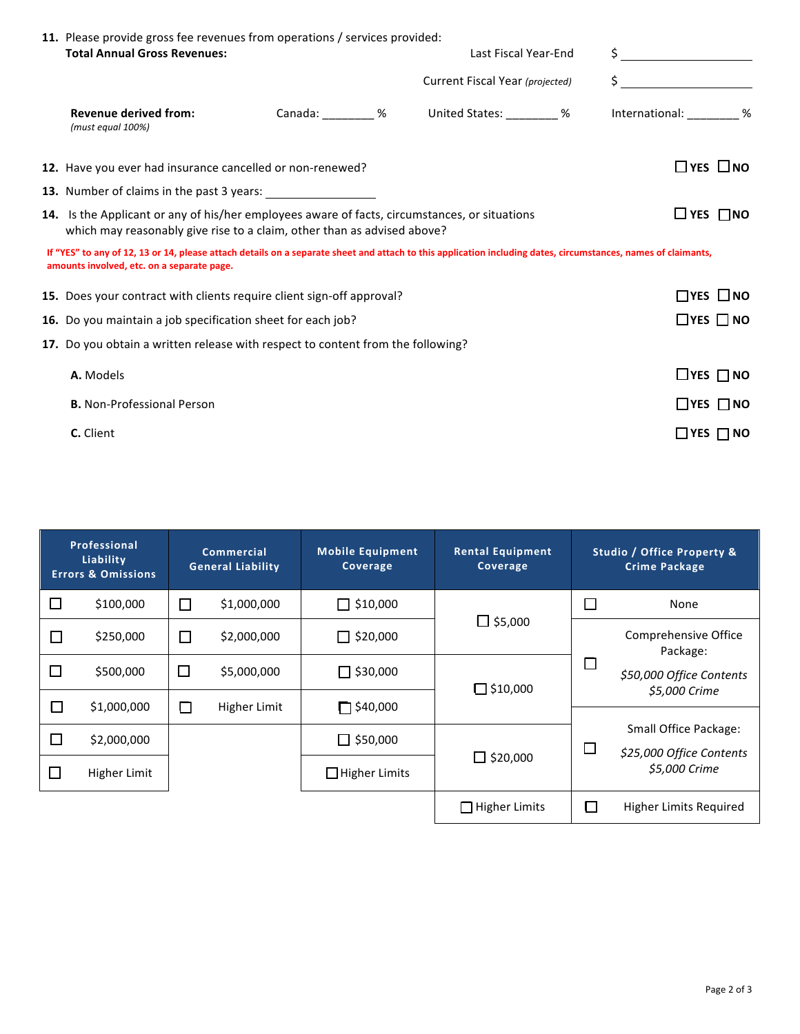11. Please provide gross fee revenues from operations / services provided:

**Total Annual Gross Revenues:**

Last Fiscal Year-End $ ____________________

Current Fiscal Year *(projected)* $ ____________________

**Revenue derived from:** *(must equal 100%)* Canada: ________ % United States: ________ % International: ________ %

12. Have you ever had insurance cancelled or non-renewed? ☐ YES ☐ NO

13. Number of claims in the past 3 years: ________________

14. Is the Applicant or any of his/her employees aware of facts, circumstances, or situations which may reasonably give rise to a claim, other than as advised above? ☐ YES ☐ NO

**If "YES" to any of 12, 13 or 14, please attach details on a separate sheet and attach to this application including dates, circumstances, names of claimants, amounts involved, etc. on a separate page.**

15. Does your contract with clients require client sign-off approval? ☐ YES ☐ NO

16. Do you maintain a job specification sheet for each job? ☐ YES ☐ NO

17. Do you obtain a written release with respect to content from the following?

   **A.** Models ☐ YES ☐ NO

   **B.** Non-Professional Person ☐ YES ☐ NO

   **C.** Client ☐ YES ☐ NO

| Professional Liability Errors & Omissions | Commercial General Liability | Mobile Equipment Coverage | Rental Equipment Coverage | Studio / Office Property & Crime Package |
|---|---|---|---|---|
| ☐ $100,000 | ☐ $1,000,000 | ☐ $10,000 | ☐ $5,000 | ☐ None |
| ☐ $250,000 | ☐ $2,000,000 | ☐ $20,000 | | ☐ Comprehensive Office Package: *$50,000 Office Contents* *$5,000 Crime* |
| ☐ $500,000 | ☐ $5,000,000 | ☐ $30,000 | ☐ $10,000 | |
| ☐ $1,000,000 | ☐ Higher Limit | ☐ $40,000 | | ☐ Small Office Package: *$25,000 Office Contents* *$5,000 Crime* |
| ☐ $2,000,000 | | ☐ $50,000 | ☐ $20,000 | |
| ☐ Higher Limit | | ☐ Higher Limits | | |
| | | | ☐ Higher Limits | ☐ Higher Limits Required |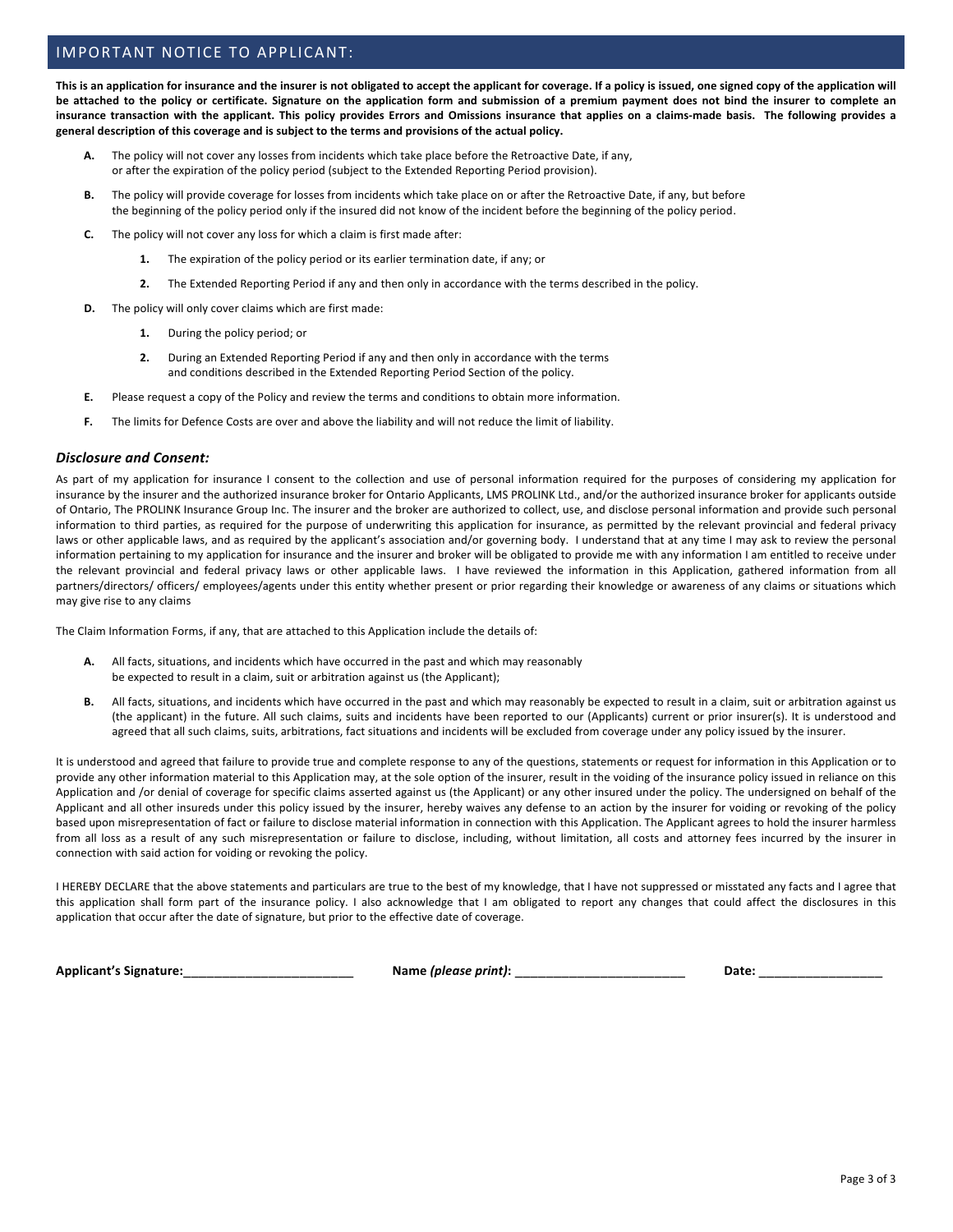## IMPORTANT NOTICE TO APPLICANT:

**This is an application for insurance and the insurer is not obligated to accept the applicant for coverage. If a policy is issued, one signed copy of the application will be attached to the policy or certificate. Signature on the application form and submission of a premium payment does not bind the insurer to complete an insurance transaction with the applicant. This policy provides Errors and Omissions insurance that applies on a claims-made basis. The following provides a general description of this coverage and is subject to the terms and provisions of the actual policy.**

- **A.** The policy will not cover any losses from incidents which take place before the Retroactive Date, if any, or after the expiration of the policy period (subject to the Extended Reporting Period provision).
- **B.** The policy will provide coverage for losses from incidents which take place on or after the Retroactive Date, if any, but before the beginning of the policy period only if the insured did not know of the incident before the beginning of the policy period.
- **C.** The policy will not cover any loss for which a claim is first made after:
  - **1.** The expiration of the policy period or its earlier termination date, if any; or
  - **2.** The Extended Reporting Period if any and then only in accordance with the terms described in the policy.
- **D.** The policy will only cover claims which are first made:
  - **1.** During the policy period; or
  - **2.** During an Extended Reporting Period if any and then only in accordance with the terms and conditions described in the Extended Reporting Period Section of the policy.
- **E.** Please request a copy of the Policy and review the terms and conditions to obtain more information.
- **F.** The limits for Defence Costs are over and above the liability and will not reduce the limit of liability.

### *Disclosure and Consent:*

As part of my application for insurance I consent to the collection and use of personal information required for the purposes of considering my application for insurance by the insurer and the authorized insurance broker for Ontario Applicants, LMS PROLINK Ltd., and/or the authorized insurance broker for applicants outside of Ontario, The PROLINK Insurance Group Inc. The insurer and the broker are authorized to collect, use, and disclose personal information and provide such personal information to third parties, as required for the purpose of underwriting this application for insurance, as permitted by the relevant provincial and federal privacy laws or other applicable laws, and as required by the applicant's association and/or governing body. I understand that at any time I may ask to review the personal information pertaining to my application for insurance and the insurer and broker will be obligated to provide me with any information I am entitled to receive under the relevant provincial and federal privacy laws or other applicable laws. I have reviewed the information in this Application, gathered information from all partners/directors/ officers/ employees/agents under this entity whether present or prior regarding their knowledge or awareness of any claims or situations which may give rise to any claims

The Claim Information Forms, if any, that are attached to this Application include the details of:

- **A.** All facts, situations, and incidents which have occurred in the past and which may reasonably be expected to result in a claim, suit or arbitration against us (the Applicant);
- **B.** All facts, situations, and incidents which have occurred in the past and which may reasonably be expected to result in a claim, suit or arbitration against us (the applicant) in the future. All such claims, suits and incidents have been reported to our (Applicants) current or prior insurer(s). It is understood and agreed that all such claims, suits, arbitrations, fact situations and incidents will be excluded from coverage under any policy issued by the insurer.

It is understood and agreed that failure to provide true and complete response to any of the questions, statements or request for information in this Application or to provide any other information material to this Application may, at the sole option of the insurer, result in the voiding of the insurance policy issued in reliance on this Application and /or denial of coverage for specific claims asserted against us (the Applicant) or any other insured under the policy. The undersigned on behalf of the Applicant and all other insureds under this policy issued by the insurer, hereby waives any defense to an action by the insurer for voiding or revoking of the policy based upon misrepresentation of fact or failure to disclose material information in connection with this Application. The Applicant agrees to hold the insurer harmless from all loss as a result of any such misrepresentation or failure to disclose, including, without limitation, all costs and attorney fees incurred by the insurer in connection with said action for voiding or revoking the policy.

I HEREBY DECLARE that the above statements and particulars are true to the best of my knowledge, that I have not suppressed or misstated any facts and I agree that this application shall form part of the insurance policy. I also acknowledge that I am obligated to report any changes that could affect the disclosures in this application that occur after the date of signature, but prior to the effective date of coverage.

**Applicant's Signature:**\_\_\_\_\_\_\_\_\_\_\_\_\_\_\_\_\_\_\_\_\_\_\_\_\_ **Name *(please print)*:** \_\_\_\_\_\_\_\_\_\_\_\_\_\_\_\_\_\_\_\_\_\_\_\_\_ **Date:** \_\_\_\_\_\_\_\_\_\_\_\_\_\_\_\_\_\_